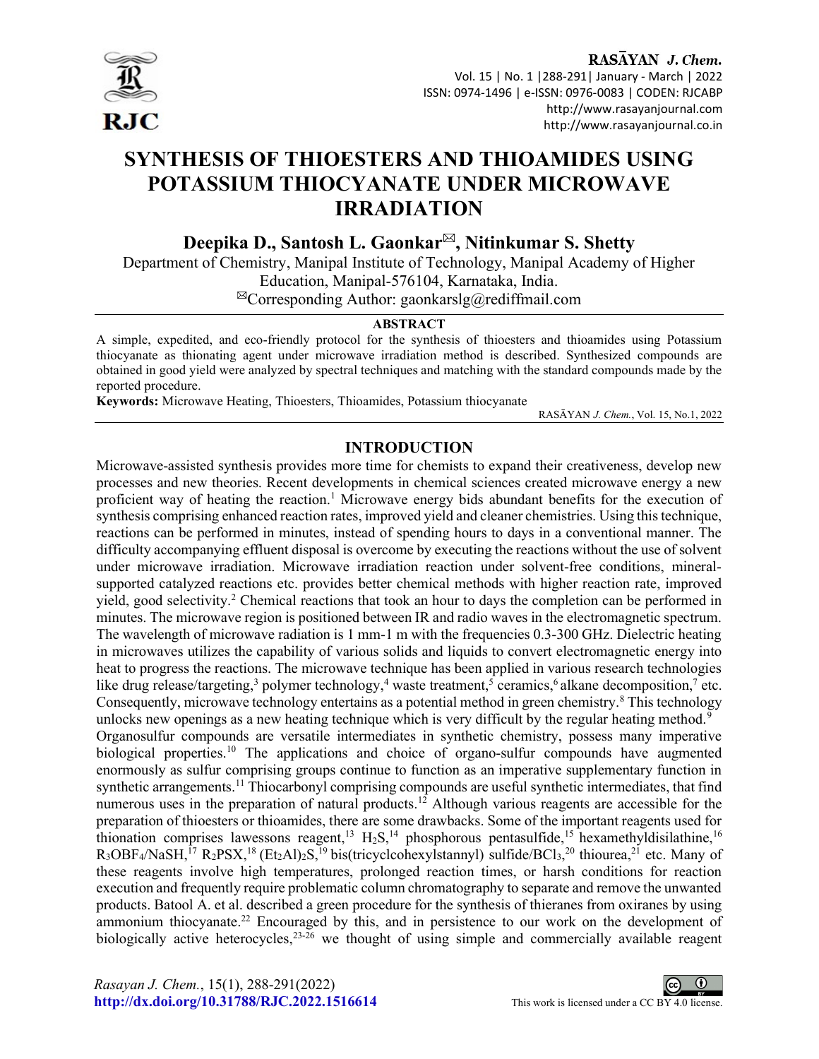# SYNTHESIS OF THIOESTERS AND THIOAMIDES USING POTASSIUM THIOCYANATE UNDER MICROWAVE IRRADIATION

**Deepika D., Santosh L. Gaonkar✉, Nitinkumar S. Shetty**

Department of Chemistry, Manipal Institute of Technology, Manipal Academy of Higher Education, Manipal-576104, Karnataka, India.

✉Corresponding Author: gaonkarslg@rediffmail.com

## ABSTRACT

A simple, expedited, and eco-friendly protocol for the synthesis of thioesters and thioamides using Potassium thiocyanate as thionating agent under microwave irradiation method is described. Synthesized compounds are obtained in good yield were analyzed by spectral techniques and matching with the standard compounds made by the reported procedure.

**Keywords:** Microwave Heating, Thioesters, Thioamides, Potassium thiocyanate

RASĀYAN *J. Chem.*, Vol. 15, No.1, 2022

## INTRODUCTION

Microwave-assisted synthesis provides more time for chemists to expand their creativeness, develop new processes and new theories. Recent developments in chemical sciences created microwave energy a new proficient way of heating the reaction.[1] Microwave energy bids abundant benefits for the execution of synthesis comprising enhanced reaction rates, improved yield and cleaner chemistries. Using this technique, reactions can be performed in minutes, instead of spending hours to days in a conventional manner. The difficulty accompanying effluent disposal is overcome by executing the reactions without the use of solvent under microwave irradiation. Microwave irradiation reaction under solvent-free conditions, mineral-supported catalyzed reactions etc. provides better chemical methods with higher reaction rate, improved yield, good selectivity.[2] Chemical reactions that took an hour to days the completion can be performed in minutes. The microwave region is positioned between IR and radio waves in the electromagnetic spectrum. The wavelength of microwave radiation is 1 mm-1 m with the frequencies 0.3-300 GHz. Dielectric heating in microwaves utilizes the capability of various solids and liquids to convert electromagnetic energy into heat to progress the reactions. The microwave technique has been applied in various research technologies like drug release/targeting,[3] polymer technology,[4] waste treatment,[5] ceramics,[6] alkane decomposition,[7] etc. Consequently, microwave technology entertains as a potential method in green chemistry.[8] This technology unlocks new openings as a new heating technique which is very difficult by the regular heating method.[9]

Organosulfur compounds are versatile intermediates in synthetic chemistry, possess many imperative biological properties.[10] The applications and choice of organo-sulfur compounds have augmented enormously as sulfur comprising groups continue to function as an imperative supplementary function in synthetic arrangements.[11] Thiocarbonyl comprising compounds are useful synthetic intermediates, that find numerous uses in the preparation of natural products.[12] Although various reagents are accessible for the preparation of thioesters or thioamides, there are some drawbacks. Some of the important reagents used for thionation comprises lawessons reagent,[13] $H_2S$,[14] phosphorous pentasulfide,[15] hexamethyldisilathine,[16] $R_3OBF_4$/NaSH,[17] $R_2PSX$,[18] $(Et_2Al)_2S$,[19] bis(tricyclcohexylstannyl) sulfide/$BCl_3$,[20] thiourea,[21] etc. Many of these reagents involve high temperatures, prolonged reaction times, or harsh conditions for reaction execution and frequently require problematic column chromatography to separate and remove the unwanted products. Batool A. et al. described a green procedure for the synthesis of thieranes from oxiranes by using ammonium thiocyanate.[22] Encouraged by this, and in persistence to our work on the development of biologically active heterocycles,[23-26] we thought of using simple and commercially available reagent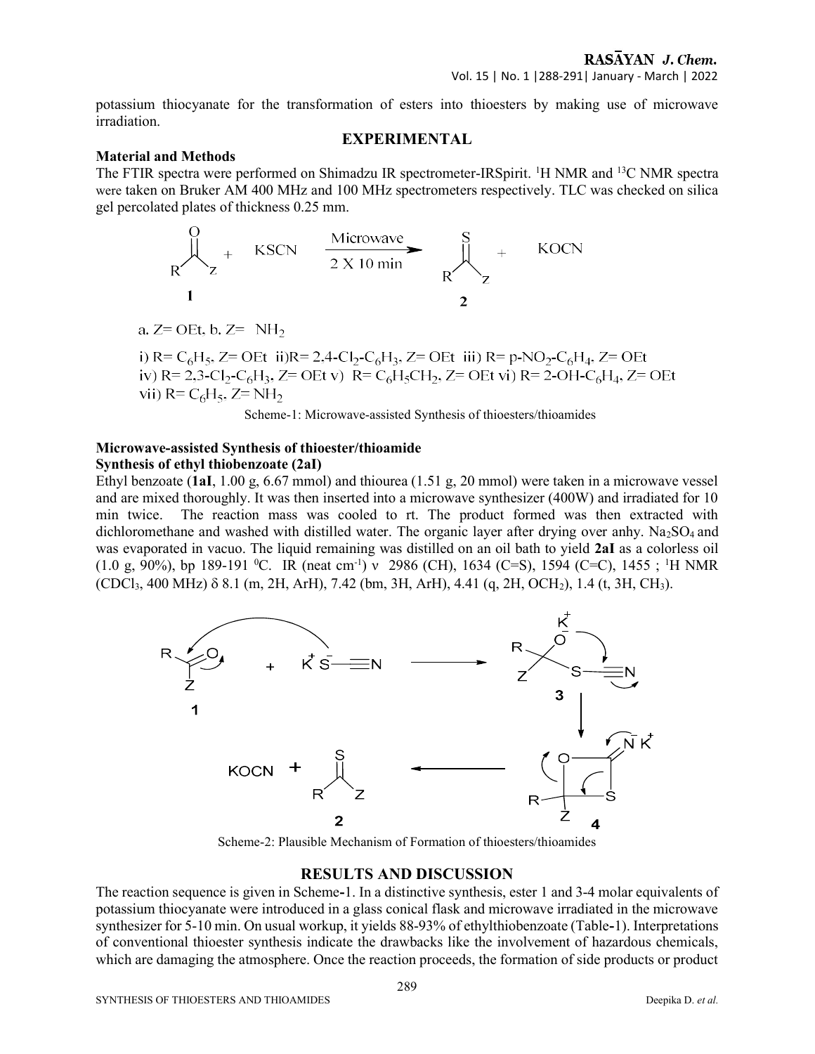potassium thiocyanate for the transformation of esters into thioesters by making use of microwave irradiation.

## EXPERIMENTAL

### Material and Methods

The FTIR spectra were performed on Shimadzu IR spectrometer-IRSpirit. $^{1}H$ NMR and $^{13}C$ NMR spectra were taken on Bruker AM 400 MHz and 100 MHz spectrometers respectively. TLC was checked on silica gel percolated plates of thickness 0.25 mm.

a. Z= OEt, b. Z= $NH_2$

i) R= $C_6H_5$, Z= OEt ii) R= 2,4-$Cl_2$-$C_6H_3$, Z= OEt iii) R= p-$NO_2$-$C_6H_4$, Z= OEt
iv) R= 2,3-$Cl_2$-$C_6H_3$, Z= OEt v) R= $C_6H_5CH_2$, Z= OEt vi) R= 2-OH-$C_6H_4$, Z= OEt
vii) R= $C_6H_5$, Z= $NH_2$

Scheme-1: Microwave-assisted Synthesis of thioesters/thioamides

### Microwave-assisted Synthesis of thioester/thioamide

**Synthesis of ethyl thiobenzoate (2aI)**

Ethyl benzoate (**1aI**, 1.00 g, 6.67 mmol) and thiourea (1.51 g, 20 mmol) were taken in a microwave vessel and are mixed thoroughly. It was then inserted into a microwave synthesizer (400W) and irradiated for 10 min twice. The reaction mass was cooled to rt. The product formed was then extracted with dichloromethane and washed with distilled water. The organic layer after drying over anhy. $Na_2SO_4$ and was evaporated in vacuo. The liquid remaining was distilled on an oil bath to yield **2aI** as a colorless oil (1.0 g, 90%), bp 189-191 $^0$C. IR (neat cm$^{-1}$) ν 2986 (CH), 1634 (C=S), 1594 (C=C), 1455 ; $^{1}H$ NMR ($CDCl_3$, 400 MHz) δ 8.1 (m, 2H, ArH), 7.42 (bm, 3H, ArH), 4.41 (q, 2H, $OCH_2$), 1.4 (t, 3H, $CH_3$).

Scheme-2: Plausible Mechanism of Formation of thioesters/thioamides

## RESULTS AND DISCUSSION

The reaction sequence is given in Scheme-1. In a distinctive synthesis, ester 1 and 3-4 molar equivalents of potassium thiocyanate were introduced in a glass conical flask and microwave irradiated in the microwave synthesizer for 5-10 min. On usual workup, it yields 88-93% of ethylthiobenzoate (Table-1). Interpretations of conventional thioester synthesis indicate the drawbacks like the involvement of hazardous chemicals, which are damaging the atmosphere. Once the reaction proceeds, the formation of side products or product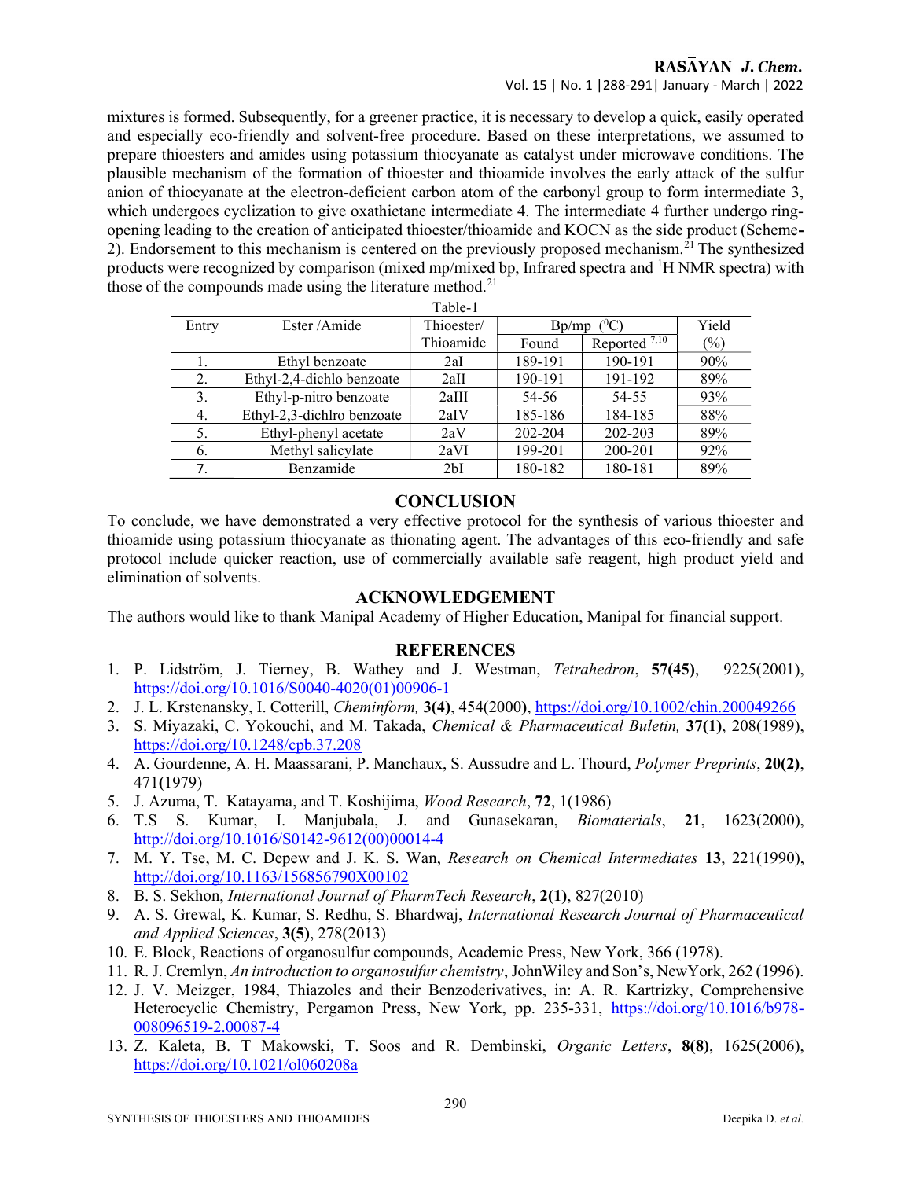mixtures is formed. Subsequently, for a greener practice, it is necessary to develop a quick, easily operated and especially eco-friendly and solvent-free procedure. Based on these interpretations, we assumed to prepare thioesters and amides using potassium thiocyanate as catalyst under microwave conditions. The plausible mechanism of the formation of thioester and thioamide involves the early attack of the sulfur anion of thiocyanate at the electron-deficient carbon atom of the carbonyl group to form intermediate 3, which undergoes cyclization to give oxathietane intermediate 4. The intermediate 4 further undergo ring-opening leading to the creation of anticipated thioester/thioamide and KOCN as the side product (Scheme-2). Endorsement to this mechanism is centered on the previously proposed mechanism.[21] The synthesized products were recognized by comparison (mixed mp/mixed bp, Infrared spectra and $^1H$ NMR spectra) with those of the compounds made using the literature method.[21]

Table-1

| Entry | Ester /Amide | Thioester/ Thioamide | Bp/mp ($^0C$) | | Yield (%) |
|---|---|---|---|---|---|
| | | | Found | Reported [7,10] | |
| 1. | Ethyl benzoate | 2aI | 189-191 | 190-191 | 90% |
| 2. | Ethyl-2,4-dichlo benzoate | 2aII | 190-191 | 191-192 | 89% |
| 3. | Ethyl-p-nitro benzoate | 2aIII | 54-56 | 54-55 | 93% |
| 4. | Ethyl-2,3-dichlro benzoate | 2aIV | 185-186 | 184-185 | 88% |
| 5. | Ethyl-phenyl acetate | 2aV | 202-204 | 202-203 | 89% |
| 6. | Methyl salicylate | 2aVI | 199-201 | 200-201 | 92% |
| 7. | Benzamide | 2bI | 180-182 | 180-181 | 89% |

## CONCLUSION

To conclude, we have demonstrated a very effective protocol for the synthesis of various thioester and thioamide using potassium thiocyanate as thionating agent. The advantages of this eco-friendly and safe protocol include quicker reaction, use of commercially available safe reagent, high product yield and elimination of solvents.

## ACKNOWLEDGEMENT

The authors would like to thank Manipal Academy of Higher Education, Manipal for financial support.

## REFERENCES

1. P. Lidström, J. Tierney, B. Wathey and J. Westman, *Tetrahedron*, **57(45)**, 9225(2001), https://doi.org/10.1016/S0040-4020(01)00906-1
2. J. L. Krstenansky, I. Cotterill, *Cheminform,* **3(4)**, 454(2000**)**, https://doi.org/10.1002/chin.200049266
3. S. Miyazaki, C. Yokouchi, and M. Takada, *Chemical & Pharmaceutical Buletin,* **37(1)**, 208(1989), https://doi.org/10.1248/cpb.37.208
4. A. Gourdenne, A. H. Maassarani, P. Manchaux, S. Aussudre and L. Thourd, *Polymer Preprints*, **20(2)**, 471**(**1979)
5. J. Azuma, T. Katayama, and T. Koshijima, *Wood Research*, **72**, 1(1986)
6. T.S S. Kumar, I. Manjubala, J. and Gunasekaran, *Biomaterials*, **21**, 1623(2000), http://doi.org/10.1016/S0142-9612(00)00014-4
7. M. Y. Tse, M. C. Depew and J. K. S. Wan, *Research on Chemical Intermediates* **13**, 221(1990), http://doi.org/10.1163/156856790X00102
8. B. S. Sekhon, *International Journal of PharmTech Research*, **2(1)**, 827(2010)
9. A. S. Grewal, K. Kumar, S. Redhu, S. Bhardwaj, *International Research Journal of Pharmaceutical and Applied Sciences*, **3(5)**, 278(2013)
10. E. Block, Reactions of organosulfur compounds, Academic Press, New York, 366 (1978).
11. R. J. Cremlyn, *An introduction to organosulfur chemistry*, JohnWiley and Son's, NewYork, 262 (1996).
12. J. V. Meizger, 1984, Thiazoles and their Benzoderivatives, in: A. R. Kartrizky, Comprehensive Heterocyclic Chemistry, Pergamon Press, New York, pp. 235-331, https://doi.org/10.1016/b978-008096519-2.00087-4
13. Z. Kaleta, B. T Makowski, T. Soos and R. Dembinski, *Organic Letters*, **8(8)**, 1625**(**2006), https://doi.org/10.1021/ol060208a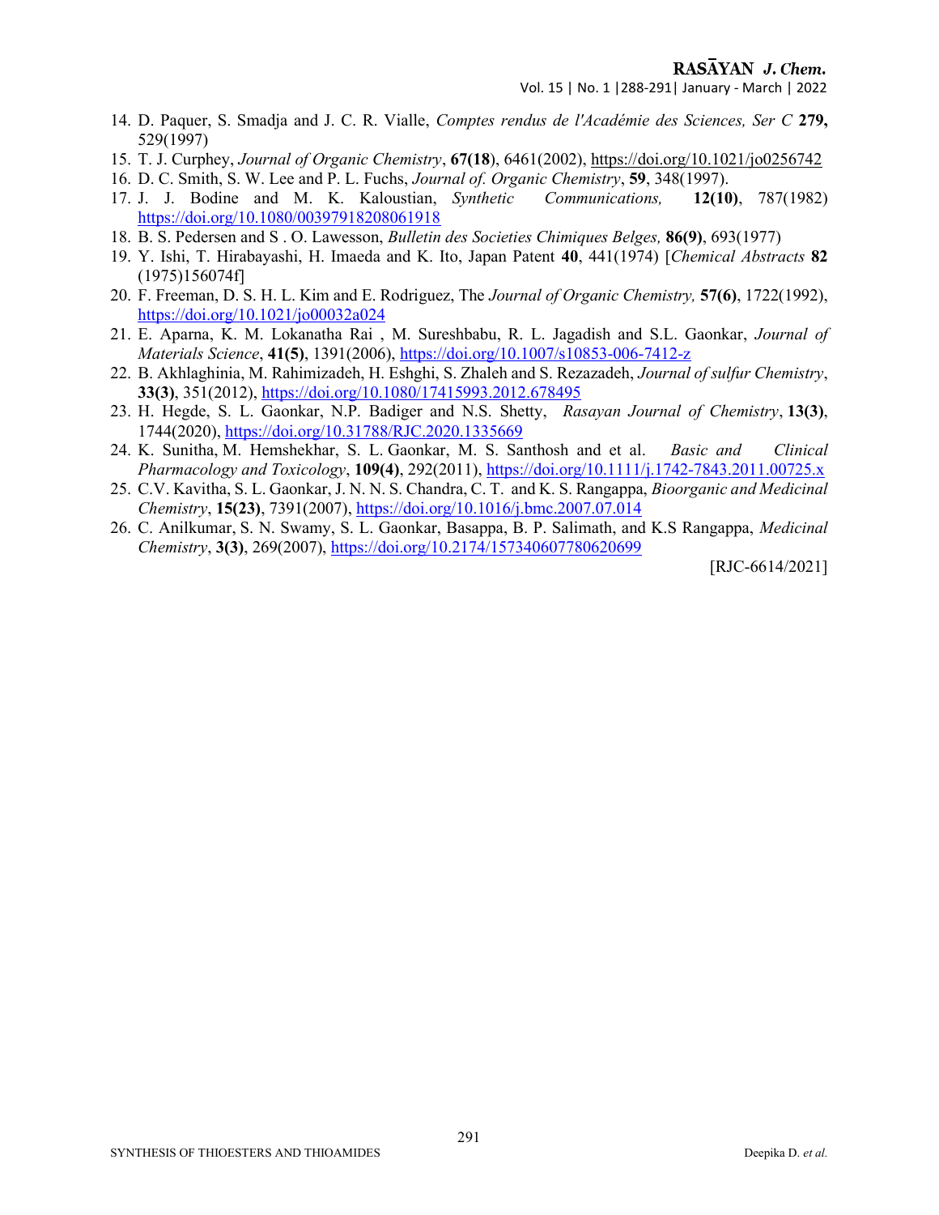14. D. Paquer, S. Smadja and J. C. R. Vialle, *Comptes rendus de l'Académie des Sciences, Ser C* **279,** 529(1997)
15. T. J. Curphey, *Journal of Organic Chemistry*, **67(18)**, 6461(2002), https://doi.org/10.1021/jo0256742
16. D. C. Smith, S. W. Lee and P. L. Fuchs, *Journal of. Organic Chemistry*, **59**, 348(1997).
17. J. J. Bodine and M. K. Kaloustian, *Synthetic Communications,* **12(10)**, 787(1982) https://doi.org/10.1080/00397918208061918
18. B. S. Pedersen and S . O. Lawesson, *Bulletin des Societies Chimiques Belges,* **86(9)**, 693(1977)
19. Y. Ishi, T. Hirabayashi, H. Imaeda and K. Ito, Japan Patent **40**, 441(1974) [*Chemical Abstracts* **82** (1975)156074f]
20. F. Freeman, D. S. H. L. Kim and E. Rodriguez, The *Journal of Organic Chemistry,* **57(6)**, 1722(1992), https://doi.org/10.1021/jo00032a024
21. E. Aparna, K. M. Lokanatha Rai , M. Sureshbabu, R. L. Jagadish and S.L. Gaonkar, *Journal of Materials Science*, **41(5)**, 1391(2006), https://doi.org/10.1007/s10853-006-7412-z
22. B. Akhlaghinia, M. Rahimizadeh, H. Eshghi, S. Zhaleh and S. Rezazadeh, *Journal of sulfur Chemistry*, **33(3)**, 351(2012), https://doi.org/10.1080/17415993.2012.678495
23. H. Hegde, S. L. Gaonkar, N.P. Badiger and N.S. Shetty, *Rasayan Journal of Chemistry*, **13(3)**, 1744(2020), https://doi.org/10.31788/RJC.2020.1335669
24. K. Sunitha, M. Hemshekhar, S. L. Gaonkar, M. S. Santhosh and et al. *Basic and Clinical Pharmacology and Toxicology*, **109(4)**, 292(2011), https://doi.org/10.1111/j.1742-7843.2011.00725.x
25. C.V. Kavitha, S. L. Gaonkar, J. N. N. S. Chandra, C. T. and K. S. Rangappa, *Bioorganic and Medicinal Chemistry*, **15(23)**, 7391(2007), https://doi.org/10.1016/j.bmc.2007.07.014
26. C. Anilkumar, S. N. Swamy, S. L. Gaonkar, Basappa, B. P. Salimath, and K.S Rangappa, *Medicinal Chemistry*, **3(3)**, 269(2007), https://doi.org/10.2174/157340607780620699

[RJC-6614/2021]